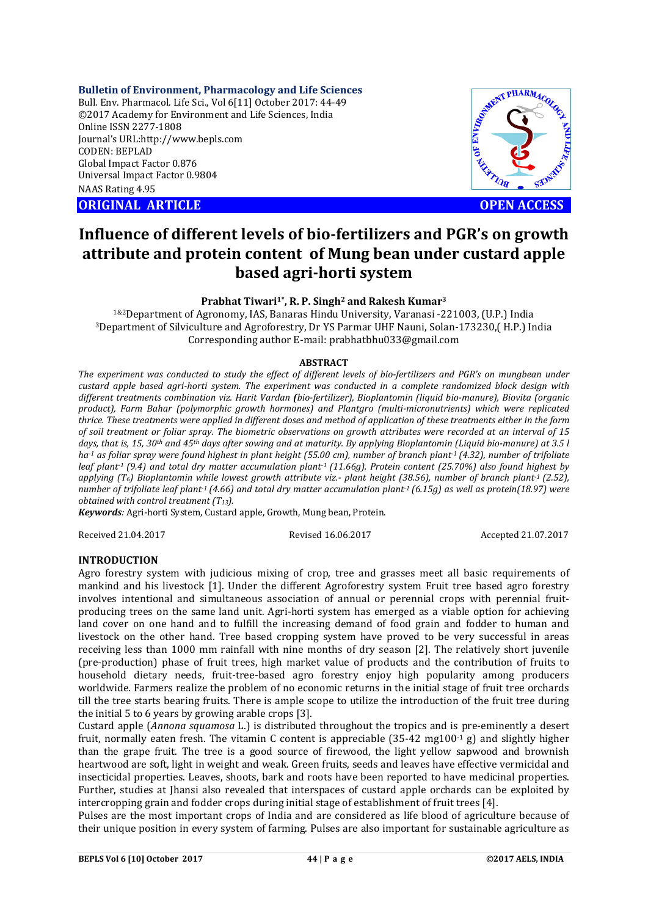**Bulletin of Environment, Pharmacology and Life Sciences**
Bull. Env. Pharmacol. Life Sci., Vol 6[11] October 2017: 44-49
©2017 Academy for Environment and Life Sciences, India
Online ISSN 2277-1808
Journal's URL:http://www.bepls.com
CODEN: BEPLAD
Global Impact Factor 0.876
Universal Impact Factor 0.9804
NAAS Rating 4.95

**ORIGINAL ARTICLE** **OPEN ACCESS**

# Influence of different levels of bio-fertilizers and PGR's on growth attribute and protein content of Mung bean under custard apple based agri-horti system

**Prabhat Tiwari[1*], R. P. Singh[2] and Rakesh Kumar[3]**

[1&2]Department of Agronomy, IAS, Banaras Hindu University, Varanasi -221003, (U.P.) India
[3]Department of Silviculture and Agroforestry, Dr YS Parmar UHF Nauni, Solan-173230,( H.P.) India
Corresponding author E-mail: prabhatbhu033@gmail.com

## ABSTRACT

*The experiment was conducted to study the effect of different levels of bio-fertilizers and PGR's on mungbean under custard apple based agri-horti system. The experiment was conducted in a complete randomized block design with different treatments combination viz. Harit Vardan (bio-fertilizer), Bioplantomin (liquid bio-manure), Biovita (organic product), Farm Bahar (polymorphic growth hormones) and Plantgro (multi-micronutrients) which were replicated thrice. These treatments were applied in different doses and method of application of these treatments either in the form of soil treatment or foliar spray. The biometric observations on growth attributes were recorded at an interval of 15 days, that is, 15, 30th and 45th days after sowing and at maturity. By applying Bioplantomin (Liquid bio-manure) at 3.5 l $ha^{-1}$ as foliar spray were found highest in plant height (55.00 cm), number of branch $plant^{-1}$ (4.32), number of trifoliate leaf $plant^{-1}$ (9.4) and total dry matter accumulation $plant^{-1}$ (11.66g). Protein content (25.70%) also found highest by applying ($T_6$) Bioplantomin while lowest growth attribute viz.- plant height (38.56), number of branch $plant^{-1}$ (2.52), number of trifoliate leaf $plant^{-1}$ (4.66) and total dry matter accumulation $plant^{-1}$ (6.15g) as well as protein(18.97) were obtained with control treatment ($T_{13}$).*

***Keywords**: Agri-horti System, Custard apple, Growth, Mung bean, Protein.*

Received 21.04.2017 Revised 16.06.2017 Accepted 21.07.2017

## INTRODUCTION

Agro forestry system with judicious mixing of crop, tree and grasses meet all basic requirements of mankind and his livestock [1]. Under the different Agroforestry system Fruit tree based agro forestry involves intentional and simultaneous association of annual or perennial crops with perennial fruit-producing trees on the same land unit. Agri-horti system has emerged as a viable option for achieving land cover on one hand and to fulfill the increasing demand of food grain and fodder to human and livestock on the other hand. Tree based cropping system have proved to be very successful in areas receiving less than 1000 mm rainfall with nine months of dry season [2]. The relatively short juvenile (pre-production) phase of fruit trees, high market value of products and the contribution of fruits to household dietary needs, fruit-tree-based agro forestry enjoy high popularity among producers worldwide. Farmers realize the problem of no economic returns in the initial stage of fruit tree orchards till the tree starts bearing fruits. There is ample scope to utilize the introduction of the fruit tree during the initial 5 to 6 years by growing arable crops [3].

Custard apple (*Annona squamosa* L.) is distributed throughout the tropics and is pre-eminently a desert fruit, normally eaten fresh. The vitamin C content is appreciable (35-42 $mg100^{-1}$ g) and slightly higher than the grape fruit. The tree is a good source of firewood, the light yellow sapwood and brownish heartwood are soft, light in weight and weak. Green fruits, seeds and leaves have effective vermicidal and insecticidal properties. Leaves, shoots, bark and roots have been reported to have medicinal properties. Further, studies at Jhansi also revealed that interspaces of custard apple orchards can be exploited by intercropping grain and fodder crops during initial stage of establishment of fruit trees [4].

Pulses are the most important crops of India and are considered as life blood of agriculture because of their unique position in every system of farming. Pulses are also important for sustainable agriculture as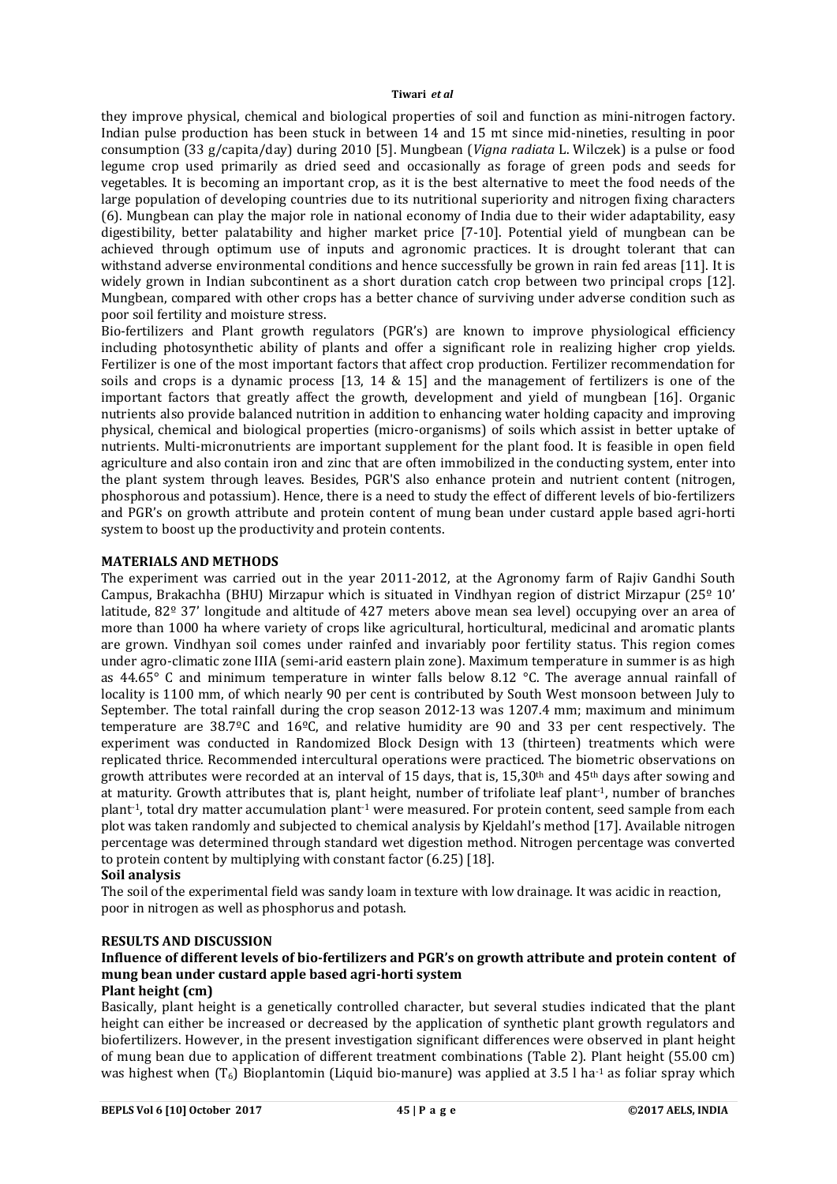they improve physical, chemical and biological properties of soil and function as mini-nitrogen factory. Indian pulse production has been stuck in between 14 and 15 mt since mid-nineties, resulting in poor consumption (33 g/capita/day) during 2010 [5]. Mungbean (*Vigna radiata* L. Wilczek) is a pulse or food legume crop used primarily as dried seed and occasionally as forage of green pods and seeds for vegetables. It is becoming an important crop, as it is the best alternative to meet the food needs of the large population of developing countries due to its nutritional superiority and nitrogen fixing characters (6). Mungbean can play the major role in national economy of India due to their wider adaptability, easy digestibility, better palatability and higher market price [7-10]. Potential yield of mungbean can be achieved through optimum use of inputs and agronomic practices. It is drought tolerant that can withstand adverse environmental conditions and hence successfully be grown in rain fed areas [11]. It is widely grown in Indian subcontinent as a short duration catch crop between two principal crops [12]. Mungbean, compared with other crops has a better chance of surviving under adverse condition such as poor soil fertility and moisture stress.

Bio-fertilizers and Plant growth regulators (PGR's) are known to improve physiological efficiency including photosynthetic ability of plants and offer a significant role in realizing higher crop yields. Fertilizer is one of the most important factors that affect crop production. Fertilizer recommendation for soils and crops is a dynamic process [13, 14 & 15] and the management of fertilizers is one of the important factors that greatly affect the growth, development and yield of mungbean [16]. Organic nutrients also provide balanced nutrition in addition to enhancing water holding capacity and improving physical, chemical and biological properties (micro-organisms) of soils which assist in better uptake of nutrients. Multi-micronutrients are important supplement for the plant food. It is feasible in open field agriculture and also contain iron and zinc that are often immobilized in the conducting system, enter into the plant system through leaves. Besides, PGR'S also enhance protein and nutrient content (nitrogen, phosphorous and potassium). Hence, there is a need to study the effect of different levels of bio-fertilizers and PGR's on growth attribute and protein content of mung bean under custard apple based agri-horti system to boost up the productivity and protein contents.

## MATERIALS AND METHODS

The experiment was carried out in the year 2011-2012, at the Agronomy farm of Rajiv Gandhi South Campus, Brakachha (BHU) Mirzapur which is situated in Vindhyan region of district Mirzapur (25º 10' latitude, 82º 37' longitude and altitude of 427 meters above mean sea level) occupying over an area of more than 1000 ha where variety of crops like agricultural, horticultural, medicinal and aromatic plants are grown. Vindhyan soil comes under rainfed and invariably poor fertility status. This region comes under agro-climatic zone IIIA (semi-arid eastern plain zone). Maximum temperature in summer is as high as 44.65° C and minimum temperature in winter falls below 8.12 °C. The average annual rainfall of locality is 1100 mm, of which nearly 90 per cent is contributed by South West monsoon between July to September. The total rainfall during the crop season 2012-13 was 1207.4 mm; maximum and minimum temperature are 38.7ºC and 16ºC, and relative humidity are 90 and 33 per cent respectively. The experiment was conducted in Randomized Block Design with 13 (thirteen) treatments which were replicated thrice. Recommended intercultural operations were practiced. The biometric observations on growth attributes were recorded at an interval of 15 days, that is, 15,30th and 45th days after sowing and at maturity. Growth attributes that is, plant height, number of trifoliate leaf plant$^{-1}$, number of branches plant$^{-1}$, total dry matter accumulation plant$^{-1}$ were measured. For protein content, seed sample from each plot was taken randomly and subjected to chemical analysis by Kjeldahl's method [17]. Available nitrogen percentage was determined through standard wet digestion method. Nitrogen percentage was converted to protein content by multiplying with constant factor (6.25) [18].

### Soil analysis

The soil of the experimental field was sandy loam in texture with low drainage. It was acidic in reaction, poor in nitrogen as well as phosphorus and potash.

## RESULTS AND DISCUSSION

### Influence of different levels of bio-fertilizers and PGR's on growth attribute and protein content of mung bean under custard apple based agri-horti system

### Plant height (cm)

Basically, plant height is a genetically controlled character, but several studies indicated that the plant height can either be increased or decreased by the application of synthetic plant growth regulators and biofertilizers. However, in the present investigation significant differences were observed in plant height of mung bean due to application of different treatment combinations (Table 2). Plant height (55.00 cm) was highest when ($T_6$) Bioplantomin (Liquid bio-manure) was applied at 3.5 l ha$^{-1}$ as foliar spray which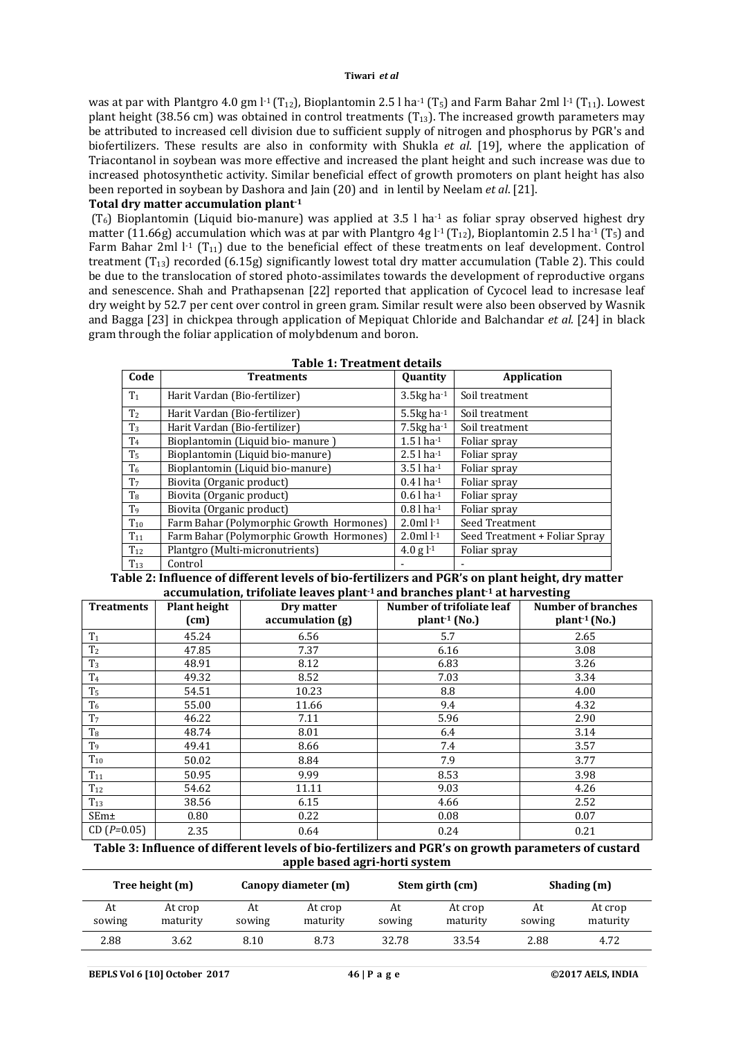was at par with Plantgro 4.0 gm $l^{-1}$ ($T_{12}$), Bioplantomin 2.5 l $ha^{-1}$ ($T_5$) and Farm Bahar 2ml $l^{-1}$ ($T_{11}$). Lowest plant height (38.56 cm) was obtained in control treatments ($T_{13}$). The increased growth parameters may be attributed to increased cell division due to sufficient supply of nitrogen and phosphorus by PGR's and biofertilizers. These results are also in conformity with Shukla *et al*. [19], where the application of Triacontanol in soybean was more effective and increased the plant height and such increase was due to increased photosynthetic activity. Similar beneficial effect of growth promoters on plant height has also been reported in soybean by Dashora and Jain (20) and in lentil by Neelam *et al*. [21].

**Total dry matter accumulation plant$^{-1}$**

($T_6$) Bioplantomin (Liquid bio-manure) was applied at 3.5 l $ha^{-1}$ as foliar spray observed highest dry matter (11.66g) accumulation which was at par with Plantgro 4g $l^{-1}$ ($T_{12}$), Bioplantomin 2.5 l $ha^{-1}$ ($T_5$) and Farm Bahar 2ml $l^{-1}$ ($T_{11}$) due to the beneficial effect of these treatments on leaf development. Control treatment ($T_{13}$) recorded (6.15g) significantly lowest total dry matter accumulation (Table 2). This could be due to the translocation of stored photo-assimilates towards the development of reproductive organs and senescence. Shah and Prathapsenan [22] reported that application of Cycocel lead to incresase leaf dry weight by 52.7 per cent over control in green gram. Similar result were also been observed by Wasnik and Bagga [23] in chickpea through application of Mepiquat Chloride and Balchandar *et al*. [24] in black gram through the foliar application of molybdenum and boron.

**Table 1: Treatment details**

| Code | Treatments | Quantity | Application |
|---|---|---|---|
| $T_1$ | Harit Vardan (Bio-fertilizer) | 3.5kg $ha^{-1}$ | Soil treatment |
| $T_2$ | Harit Vardan (Bio-fertilizer) | 5.5kg $ha^{-1}$ | Soil treatment |
| $T_3$ | Harit Vardan (Bio-fertilizer) | 7.5kg $ha^{-1}$ | Soil treatment |
| $T_4$ | Bioplantomin (Liquid bio- manure ) | 1.5 l $ha^{-1}$ | Foliar spray |
| $T_5$ | Bioplantomin (Liquid bio-manure) | 2.5 l $ha^{-1}$ | Foliar spray |
| $T_6$ | Bioplantomin (Liquid bio-manure) | 3.5 l $ha^{-1}$ | Foliar spray |
| $T_7$ | Biovita (Organic product) | 0.4 l $ha^{-1}$ | Foliar spray |
| $T_8$ | Biovita (Organic product) | 0.6 l $ha^{-1}$ | Foliar spray |
| $T_9$ | Biovita (Organic product) | 0.8 l $ha^{-1}$ | Foliar spray |
| $T_{10}$ | Farm Bahar (Polymorphic Growth Hormones) | 2.0ml $l^{-1}$ | Seed Treatment |
| $T_{11}$ | Farm Bahar (Polymorphic Growth Hormones) | 2.0ml $l^{-1}$ | Seed Treatment + Foliar Spray |
| $T_{12}$ | Plantgro (Multi-micronutrients) | 4.0 g $l^{-1}$ | Foliar spray |
| $T_{13}$ | Control | - | - |

**Table 2: Influence of different levels of bio-fertilizers and PGR's on plant height, dry matter accumulation, trifoliate leaves plant$^{-1}$ and branches plant$^{-1}$ at harvesting**

| Treatments | Plant height (cm) | Dry matter accumulation (g) | Number of trifoliate leaf plant$^{-1}$ (No.) | Number of branches plant$^{-1}$ (No.) |
|---|---|---|---|---|
| $T_1$ | 45.24 | 6.56 | 5.7 | 2.65 |
| $T_2$ | 47.85 | 7.37 | 6.16 | 3.08 |
| $T_3$ | 48.91 | 8.12 | 6.83 | 3.26 |
| $T_4$ | 49.32 | 8.52 | 7.03 | 3.34 |
| $T_5$ | 54.51 | 10.23 | 8.8 | 4.00 |
| $T_6$ | 55.00 | 11.66 | 9.4 | 4.32 |
| $T_7$ | 46.22 | 7.11 | 5.96 | 2.90 |
| $T_8$ | 48.74 | 8.01 | 6.4 | 3.14 |
| $T_9$ | 49.41 | 8.66 | 7.4 | 3.57 |
| $T_{10}$ | 50.02 | 8.84 | 7.9 | 3.77 |
| $T_{11}$ | 50.95 | 9.99 | 8.53 | 3.98 |
| $T_{12}$ | 54.62 | 11.11 | 9.03 | 4.26 |
| $T_{13}$ | 38.56 | 6.15 | 4.66 | 2.52 |
| SEm± | 0.80 | 0.22 | 0.08 | 0.07 |
| CD ($P$=0.05) | 2.35 | 0.64 | 0.24 | 0.21 |

**Table 3: Influence of different levels of bio-fertilizers and PGR's on growth parameters of custard apple based agri-horti system**

| Tree height (m) | | Canopy diameter (m) | | Stem girth (cm) | | Shading (m) | |
|---|---|---|---|---|---|---|---|
| At sowing | At crop maturity | At sowing | At crop maturity | At sowing | At crop maturity | At sowing | At crop maturity |
| 2.88 | 3.62 | 8.10 | 8.73 | 32.78 | 33.54 | 2.88 | 4.72 |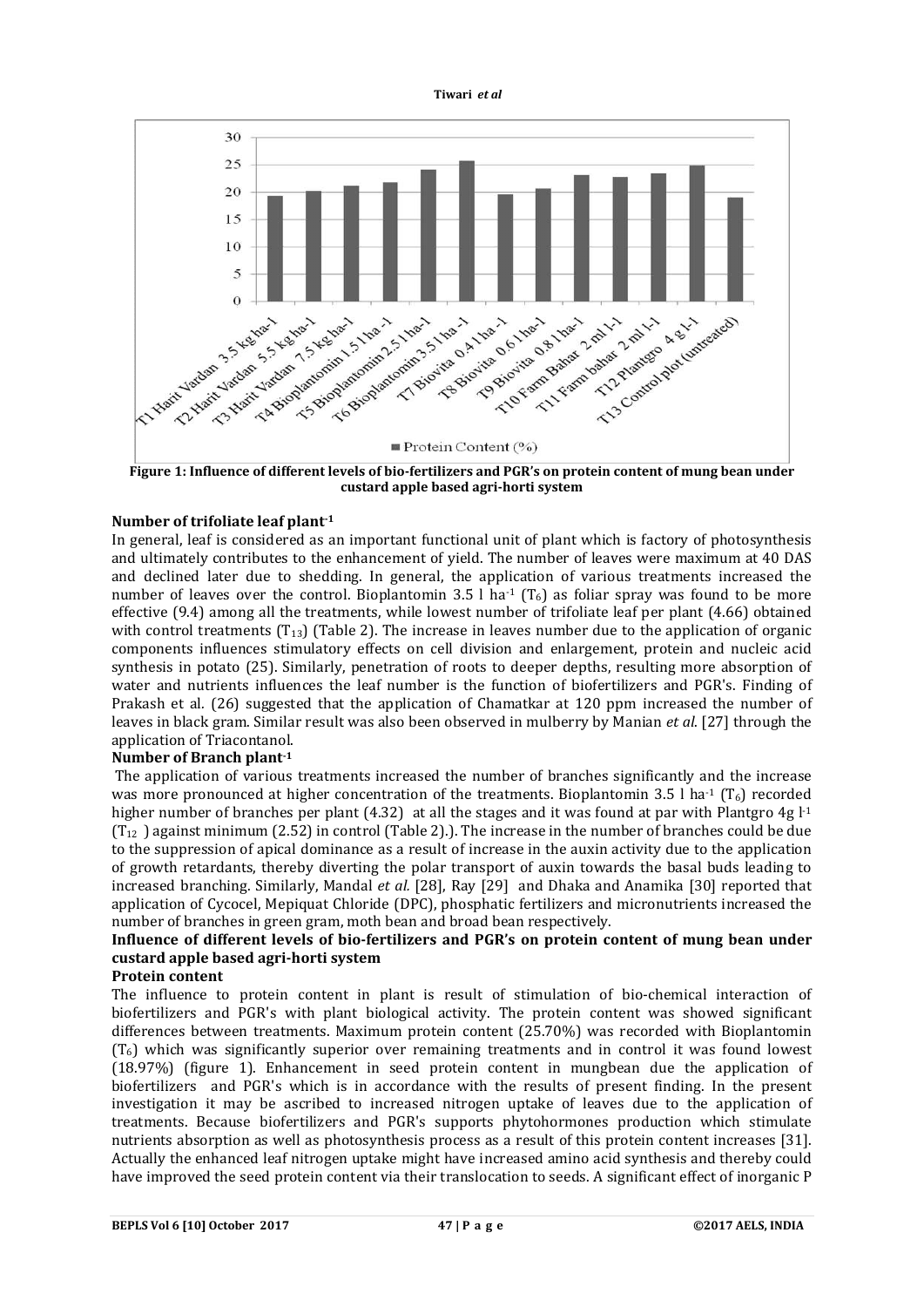**Figure 1: Influence of different levels of bio-fertilizers and PGR's on protein content of mung bean under custard apple based agri-horti system**

### Number of trifoliate leaf plant$^{-1}$

In general, leaf is considered as an important functional unit of plant which is factory of photosynthesis and ultimately contributes to the enhancement of yield. The number of leaves were maximum at 40 DAS and declined later due to shedding. In general, the application of various treatments increased the number of leaves over the control. Bioplantomin 3.5 l ha$^{-1}$ ($T_6$) as foliar spray was found to be more effective (9.4) among all the treatments, while lowest number of trifoliate leaf per plant (4.66) obtained with control treatments ($T_{13}$) (Table 2). The increase in leaves number due to the application of organic components influences stimulatory effects on cell division and enlargement, protein and nucleic acid synthesis in potato (25). Similarly, penetration of roots to deeper depths, resulting more absorption of water and nutrients influences the leaf number is the function of biofertilizers and PGR's. Finding of Prakash et al. (26) suggested that the application of Chamatkar at 120 ppm increased the number of leaves in black gram. Similar result was also been observed in mulberry by Manian *et al*. [27] through the application of Triacontanol.

### Number of Branch plant$^{-1}$

The application of various treatments increased the number of branches significantly and the increase was more pronounced at higher concentration of the treatments. Bioplantomin 3.5 l ha$^{-1}$ ($T_6$) recorded higher number of branches per plant (4.32) at all the stages and it was found at par with Plantgro 4g l$^{-1}$ ($T_{12}$ ) against minimum (2.52) in control (Table 2).). The increase in the number of branches could be due to the suppression of apical dominance as a result of increase in the auxin activity due to the application of growth retardants, thereby diverting the polar transport of auxin towards the basal buds leading to increased branching. Similarly, Mandal *et al.* [28], Ray [29] and Dhaka and Anamika [30] reported that application of Cycocel, Mepiquat Chloride (DPC), phosphatic fertilizers and micronutrients increased the number of branches in green gram, moth bean and broad bean respectively.

### Influence of different levels of bio-fertilizers and PGR's on protein content of mung bean under custard apple based agri-horti system

### Protein content

The influence to protein content in plant is result of stimulation of bio-chemical interaction of biofertilizers and PGR's with plant biological activity. The protein content was showed significant differences between treatments. Maximum protein content (25.70%) was recorded with Bioplantomin ($T_6$) which was significantly superior over remaining treatments and in control it was found lowest (18.97%) (figure 1). Enhancement in seed protein content in mungbean due the application of biofertilizers and PGR's which is in accordance with the results of present finding. In the present investigation it may be ascribed to increased nitrogen uptake of leaves due to the application of treatments. Because biofertilizers and PGR's supports phytohormones production which stimulate nutrients absorption as well as photosynthesis process as a result of this protein content increases [31]. Actually the enhanced leaf nitrogen uptake might have increased amino acid synthesis and thereby could have improved the seed protein content via their translocation to seeds. A significant effect of inorganic P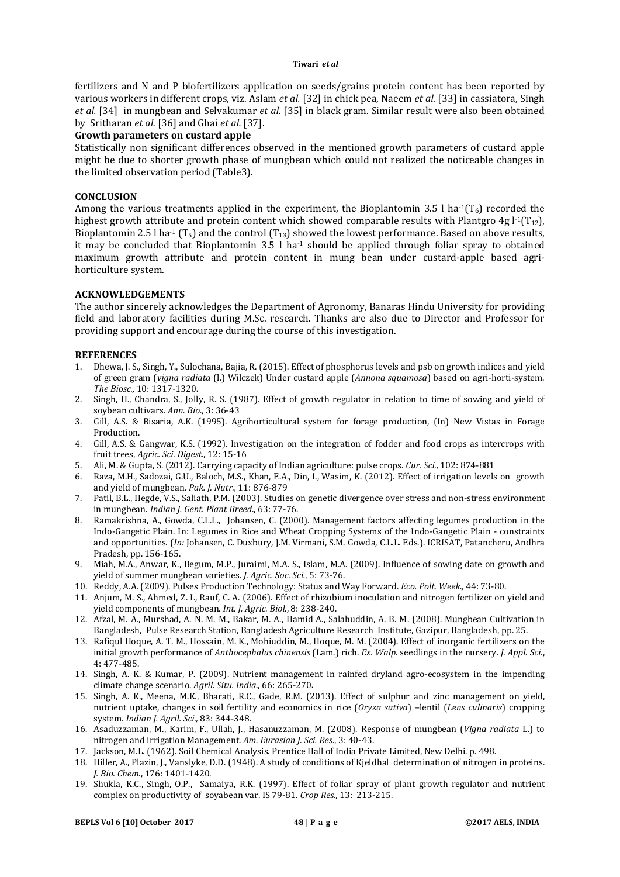fertilizers and N and P biofertilizers application on seeds/grains protein content has been reported by various workers in different crops, viz. Aslam *et al.* [32] in chick pea, Naeem *et al.* [33] in cassiatora, Singh *et al.* [34] in mungbean and Selvakumar *et al*. [35] in black gram. Similar result were also been obtained by Sritharan *et al.* [36] and Ghai *et al.* [37].

**Growth parameters on custard apple**

Statistically non significant differences observed in the mentioned growth parameters of custard apple might be due to shorter growth phase of mungbean which could not realized the noticeable changes in the limited observation period (Table3).

## CONCLUSION

Among the various treatments applied in the experiment, the Bioplantomin 3.5 l $ha^{-1}$($T_6$) recorded the highest growth attribute and protein content which showed comparable results with Plantgro 4g $l^{-1}$($T_{12}$), Bioplantomin 2.5 l $ha^{-1}$ ($T_5$) and the control ($T_{13}$) showed the lowest performance. Based on above results, it may be concluded that Bioplantomin 3.5 l $ha^{-1}$ should be applied through foliar spray to obtained maximum growth attribute and protein content in mung bean under custard-apple based agri-horticulture system.

## ACKNOWLEDGEMENTS

The author sincerely acknowledges the Department of Agronomy, Banaras Hindu University for providing field and laboratory facilities during M.Sc. research. Thanks are also due to Director and Professor for providing support and encourage during the course of this investigation.

## REFERENCES

1. Dhewa, J. S., Singh, Y., Sulochana, Bajia, R. (2015). Effect of phosphorus levels and psb on growth indices and yield of green gram (*vigna radiata* (l.) Wilczek) Under custard apple (*Annona squamosa*) based on agri-horti-system. *The Biosc.,* 10: 1317-1320**.**
2. Singh, H., Chandra, S., Jolly, R. S. (1987). Effect of growth regulator in relation to time of sowing and yield of soybean cultivars. *Ann. Bio.,* 3: 36-43
3. Gill, A.S. & Bisaria, A.K. (1995). Agrihorticultural system for forage production, (In) New Vistas in Forage Production.
4. Gill, A.S. & Gangwar, K.S. (1992). Investigation on the integration of fodder and food crops as intercrops with fruit trees, *Agric. Sci. Digest*., 12: 15-16
5. Ali, M. & Gupta, S. (2012). Carrying capacity of Indian agriculture: pulse crops. *Cur. Sci.,* 102: 874-881
6. Raza, M.H., Sadozai, G.U., Baloch, M.S., Khan, E.A., Din, I., Wasim, K. (2012). Effect of irrigation levels on growth and yield of mungbean. *Pak. J. Nutr.,* 11: 876-879
7. Patil, B.L., Hegde, V.S., Saliath, P.M. (2003). Studies on genetic divergence over stress and non-stress environment in mungbean. *Indian J. Gent. Plant Breed*., 63: 77-76.
8. Ramakrishna, A., Gowda, C.L.L., Johansen, C. (2000). Management factors affecting legumes production in the Indo-Gangetic Plain. In: Legumes in Rice and Wheat Cropping Systems of the Indo-Gangetic Plain - constraints and opportunities. (*In:* Johansen, C. Duxbury, J.M. Virmani, S.M. Gowda, C.L.L. Eds.). ICRISAT, Patancheru, Andhra Pradesh, pp. 156-165.
9. Miah, M.A., Anwar, K., Begum, M.P., Juraimi, M.A. S., Islam, M.A. (2009). Influence of sowing date on growth and yield of summer mungbean varieties. *J. Agric. Soc. Sci*., 5: 73-76.
10. Reddy, A.A. (2009). Pulses Production Technology: Status and Way Forward. *Eco. Polt. Week.,* 44: 73-80.
11. Anjum, M. S., Ahmed, Z. I., Rauf, C. A. (2006). Effect of rhizobium inoculation and nitrogen fertilizer on yield and yield components of mungbean. *Int. J. Agric. Biol.*, 8: 238-240.
12. Afzal, M. A., Murshad, A. N. M. M., Bakar, M. A., Hamid A., Salahuddin, A. B. M. (2008). Mungbean Cultivation in Bangladesh, Pulse Research Station, Bangladesh Agriculture Research Institute, Gazipur, Bangladesh, pp. 25.
13. Rafiqul Hoque, A. T. M., Hossain, M. K., Mohiuddin, M., Hoque, M. M. (2004). Effect of inorganic fertilizers on the initial growth performance of *Anthocephalus chinensis* (Lam.) rich. *Ex. Walp*. seedlings in the nursery. *J. Appl. Sci.*, 4: 477-485.
14. Singh, A. K. & Kumar, P. (2009). Nutrient management in rainfed dryland agro-ecosystem in the impending climate change scenario. *Agril. Situ. India*., 66: 265-270**.**
15. Singh, A. K., Meena, M.K., Bharati, R.C., Gade, R.M. (2013). Effect of sulphur and zinc management on yield, nutrient uptake, changes in soil fertility and economics in rice (*Oryza sativa*) –lentil (*Lens culinaris*) cropping system. *Indian J. Agril. Sci.,* 83: 344-348.
16. Asaduzzaman, M., Karim, F., Ullah, J., Hasanuzzaman, M. (2008). Response of mungbean (*Vigna radiata* L.) to nitrogen and irrigation Management. *Am. Eurasian J. Sci. Res*., 3: 40-43.
17. Jackson, M.L. (1962). Soil Chemical Analysis. Prentice Hall of India Private Limited, New Delhi. p. 498.
18. Hiller, A., Plazin, J., Vanslyke, D.D. (1948). A study of conditions of Kjeldhal determination of nitrogen in proteins. *J. Bio. Chem.*, 176: 1401-1420.
19. Shukla, K.C., Singh, O.P., Samaiya, R.K. (1997). Effect of foliar spray of plant growth regulator and nutrient complex on productivity of soyabean var. IS 79-81. *Crop Res.,* 13: 213-215.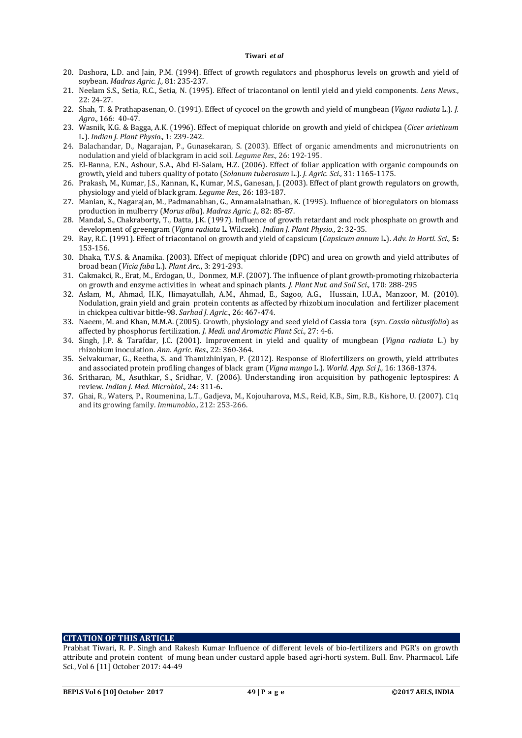20. Dashora, L.D. and Jain, P.M. (1994). Effect of growth regulators and phosphorus levels on growth and yield of soybean. *Madras Agric. J.,* 81: 235-237.
21. Neelam S.S., Setia, R.C., Setia, N. (1995). Effect of triacontanol on lentil yield and yield components. *Lens News.*, 22: 24-27.
22. Shah, T. & Prathapasenan, O. (1991). Effect of cycocel on the growth and yield of mungbean (*Vigna radiata* L.). *J. Agro.,* 166: 40-47.
23. Wasnik, K.G. & Bagga, A.K. (1996). Effect of mepiquat chloride on growth and yield of chickpea (*Cicer arietinum* L.). *Indian J. Plant Physio.*, 1: 239-242.
24. Balachandar, D., Nagarajan, P., Gunasekaran, S. (2003). Effect of organic amendments and micronutrients on nodulation and yield of blackgram in acid soil. *Legume Res.,* 26: 192-195.
25. El-Banna, E.N., Ashour, S.A., Abd El-Salam, H.Z. (2006). Effect of foliar application with organic compounds on growth, yield and tubers quality of potato (*Solanum tuberosum* L.). *J. Agric. Sci.,* 31: 1165-1175.
26. Prakash, M., Kumar, J.S., Kannan, K., Kumar, M.S., Ganesan, J. (2003). Effect of plant growth regulators on growth, physiology and yield of black gram. *Legume Res.,* 26: 183-187.
27. Manian, K., Nagarajan, M., Padmanabhan, G., AnnamalaInathan, K. (1995). Influence of bioregulators on biomass production in mulberry (*Morus alba*). *Madras Agric. J.,* 82: 85-87.
28. Mandal, S., Chakraborty, T., Datta, J.K. (1997). Influence of growth retardant and rock phosphate on growth and development of greengram (*Vigna radiata* L. Wilczek). *Indian J. Plant Physio.*, 2: 32-35.
29. Ray, R.C. (1991). Effect of triacontanol on growth and yield of capsicum (*Capsicum annum* L.). *Adv. in Horti. Sci.,* **5:** 153-156.
30. Dhaka, T.V.S. & Anamika. (2003). Effect of mepiquat chloride (DPC) and urea on growth and yield attributes of broad bean (*Vicia faba* L.). *Plant Arc.*, 3: 291-293.
31. Cakmakci, R., Erat, M., Erdogan, U., Donmez, M.F. (2007). The influence of plant growth-promoting rhizobacteria on growth and enzyme activities in wheat and spinach plants. *J. Plant Nut. and Soil Sci.,* 170: 288-295
32. Aslam, M., Ahmad, H.K., Himayatullah, A.M., Ahmad, E., Sagoo, A.G., Hussain, I.U.A., Manzoor, M. (2010). Nodulation, grain yield and grain protein contents as affected by rhizobium inoculation and fertilizer placement in chickpea cultivar bittle-98. *Sarhad J. Agric.*, 26: 467-474.
33. Naeem, M. and Khan, M.M.A. (2005). Growth, physiology and seed yield of Cassia tora (syn. *Cassia obtusifolia*) as affected by phosphorus fertilization. *J. Medi. and Aromatic Plant Sci.*, 27: 4-6.
34. Singh, J.P. & Tarafdar, J.C. (2001). Improvement in yield and quality of mungbean (*Vigna radiata* L.) by rhizobium inoculation. *Ann. Agric. Res.,* 22: 360-364.
35. Selvakumar, G., Reetha, S. and Thamizhiniyan, P. (2012). Response of Biofertilizers on growth, yield attributes and associated protein profiling changes of black gram (*Vigna mungo* L.). *World. App. Sci J.,* 16: 1368-1374.
36. Sritharan, M., Asuthkar, S., Sridhar, V. (2006). Understanding iron acquisition by pathogenic leptospires: A review. *Indian J. Med. Microbiol.,* 24: 311-6**.**
37. Ghai, R., Waters, P., Roumenina, L.T., Gadjeva, M., Kojouharova, M.S., Reid, K.B., Sim, R.B., Kishore, U. (2007). C1q and its growing family. *Immunobio.,* 212: 253-266.

**CITATION OF THIS ARTICLE**

Prabhat Tiwari, R. P. Singh and Rakesh Kumar. Influence of different levels of bio-fertilizers and PGR's on growth attribute and protein content of mung bean under custard apple based agri-horti system. Bull. Env. Pharmacol. Life Sci., Vol 6 [11] October 2017: 44-49